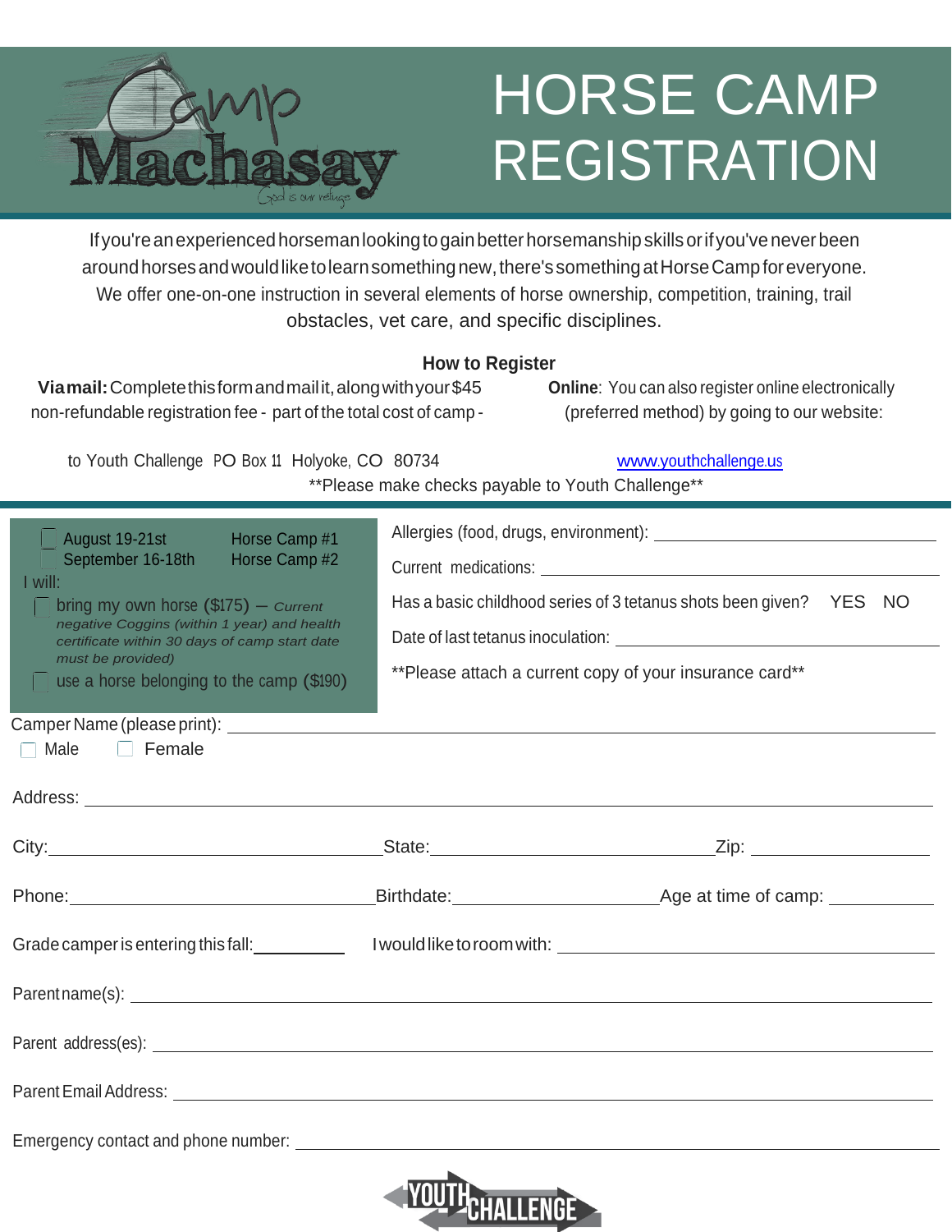Camp Machasay
God is our refuge

# HORSE CAMP REGISTRATION

If you're an experienced horseman looking to gain better horsemanship skills or if you've never been around horses and would like to learn something new, there's something at Horse Camp for everyone. We offer one-on-one instruction in several elements of horse ownership, competition, training, trail obstacles, vet care, and specific disciplines.

## How to Register

**Via mail:** Complete this form and mail it, along with your $45 non-refundable registration fee - part of the total cost of camp - to Youth Challenge PO Box 11 Holyoke, CO 80734

**Online**: You can also register online electronically (preferred method) by going to our website: www.youthchallenge.us

**Please make checks payable to Youth Challenge**

- ☐ August 19-21st — Horse Camp #1
- ☐ September 16-18th — Horse Camp #2

I will:

- ☐ bring my own horse ($175) – *Current negative Coggins (within 1 year) and health certificate within 30 days of camp start date must be provided)*
- ☐ use a horse belonging to the camp ($190)

Allergies (food, drugs, environment): ______________________

Current medications: ______________________

Has a basic childhood series of 3 tetanus shots been given? YES NO

Date of last tetanus inoculation: ______________________

**Please attach a current copy of your insurance card**

Camper Name (please print): ______________________

☐ Male ☐ Female

Address: ______________________

City: ______________ State: ______________ Zip: ______________

Phone: ______________ Birthdate: ______________ Age at time of camp: ______________

Grade camper is entering this fall: __________ I would like to room with: ______________________

Parent name(s): ______________________

Parent address(es): ______________________

Parent Email Address: ______________________

Emergency contact and phone number: ______________________

YOUTH CHALLENGE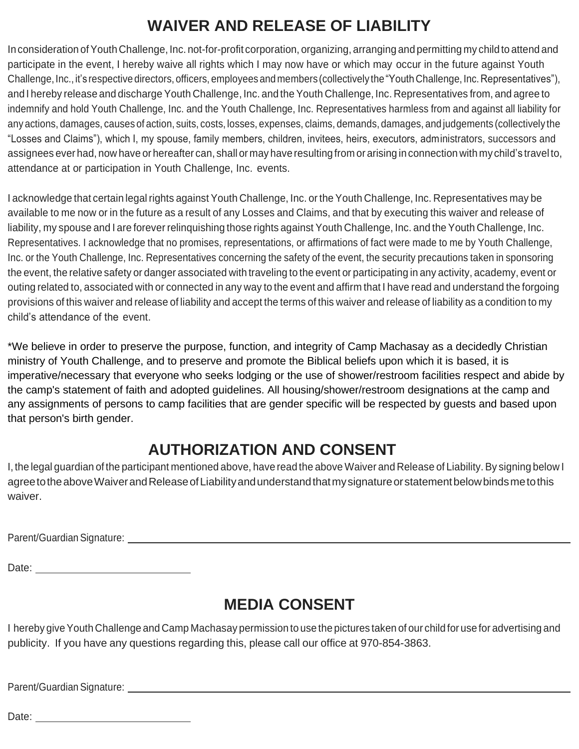# WAIVER AND RELEASE OF LIABILITY

In consideration of Youth Challenge, Inc. not-for-profit corporation, organizing, arranging and permitting my child to attend and participate in the event, I hereby waive all rights which I may now have or which may occur in the future against Youth Challenge, Inc., it's respective directors, officers, employees and members (collectively the "Youth Challenge, Inc. Representatives"), and I hereby release and discharge Youth Challenge, Inc. and the Youth Challenge, Inc. Representatives from, and agree to indemnify and hold Youth Challenge, Inc. and the Youth Challenge, Inc. Representatives harmless from and against all liability for any actions, damages, causes of action, suits, costs, losses, expenses, claims, demands, damages, and judgements (collectively the "Losses and Claims"), which I, my spouse, family members, children, invitees, heirs, executors, administrators, successors and assignees ever had, now have or hereafter can, shall or may have resulting from or arising in connection with my child's travel to, attendance at or participation in Youth Challenge, Inc. events.

I acknowledge that certain legal rights against Youth Challenge, Inc. or the Youth Challenge, Inc. Representatives may be available to me now or in the future as a result of any Losses and Claims, and that by executing this waiver and release of liability, my spouse and I are forever relinquishing those rights against Youth Challenge, Inc. and the Youth Challenge, Inc. Representatives. I acknowledge that no promises, representations, or affirmations of fact were made to me by Youth Challenge, Inc. or the Youth Challenge, Inc. Representatives concerning the safety of the event, the security precautions taken in sponsoring the event, the relative safety or danger associated with traveling to the event or participating in any activity, academy, event or outing related to, associated with or connected in any way to the event and affirm that I have read and understand the forgoing provisions of this waiver and release of liability and accept the terms of this waiver and release of liability as a condition to my child's attendance of the event.

*We believe in order to preserve the purpose, function, and integrity of Camp Machasay as a decidedly Christian ministry of Youth Challenge, and to preserve and promote the Biblical beliefs upon which it is based, it is imperative/necessary that everyone who seeks lodging or the use of shower/restroom facilities respect and abide by the camp's statement of faith and adopted guidelines. All housing/shower/restroom designations at the camp and any assignments of persons to camp facilities that are gender specific will be respected by guests and based upon that person's birth gender.

# AUTHORIZATION AND CONSENT

I, the legal guardian of the participant mentioned above, have read the above Waiver and Release of Liability. By signing below I agree to the above Waiver and Release of Liability and understand that my signature or statement below binds me to this waiver.

Parent/Guardian Signature: ______________________________

Date: ______________________

# MEDIA CONSENT

I hereby give Youth Challenge and Camp Machasay permission to use the pictures taken of our child for use for advertising and publicity. If you have any questions regarding this, please call our office at 970-854-3863.

Parent/Guardian Signature: ______________________________

Date: ______________________